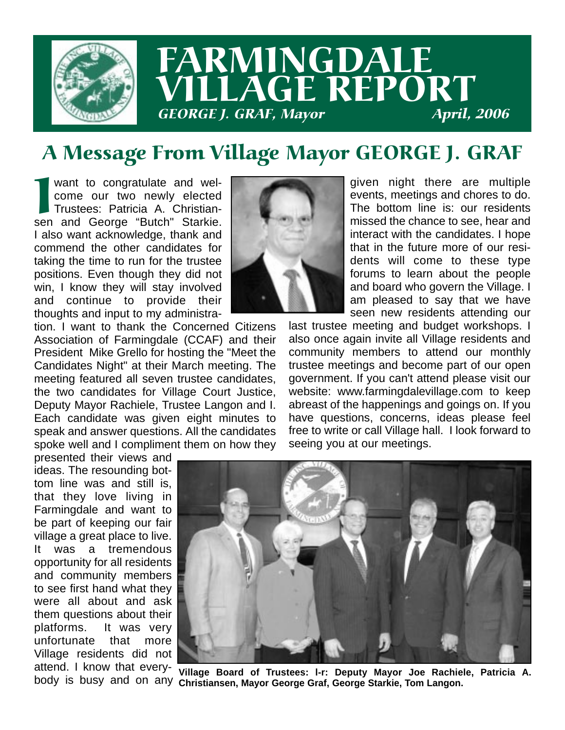# FARMINGDALE VILLAGE REPORT

*GEORGE J. GRAF, Mayor* *April, 2006*

## A Message From Village Mayor GEORGE J. GRAF

I want to congratulate and welcome our two newly elected Trustees: Patricia A. Christiansen and George "Butch" Starkie. I also want acknowledge, thank and commend the other candidates for taking the time to run for the trustee positions. Even though they did not win, I know they will stay involved and continue to provide their thoughts and input to my administration. I want to thank the Concerned Citizens Association of Farmingdale (CCAF) and their President Mike Grello for hosting the "Meet the Candidates Night" at their March meeting. The meeting featured all seven trustee candidates, the two candidates for Village Court Justice, Deputy Mayor Rachiele, Trustee Langon and I. Each candidate was given eight minutes to speak and answer questions. All the candidates spoke well and I compliment them on how they presented their views and ideas. The resounding bottom line was and still is, that they love living in Farmingdale and want to be part of keeping our fair village a great place to live. It was a tremendous opportunity for all residents and community members to see first hand what they were all about and ask them questions about their platforms. It was very unfortunate that more Village residents did not attend. I know that everybody is busy and on any given night there are multiple events, meetings and chores to do. The bottom line is: our residents missed the chance to see, hear and interact with the candidates. I hope that in the future more of our residents will come to these type forums to learn about the people and board who govern the Village. I am pleased to say that we have seen new residents attending our last trustee meeting and budget workshops. I also once again invite all Village residents and community members to attend our monthly trustee meetings and become part of our open government. If you can't attend please visit our website: www.farmingdalevillage.com to keep abreast of the happenings and goings on. If you have questions, concerns, ideas please feel free to write or call Village hall. I look forward to seeing you at our meetings.

**Village Board of Trustees: l-r: Deputy Mayor Joe Rachiele, Patricia A. Christiansen, Mayor George Graf, George Starkie, Tom Langon.**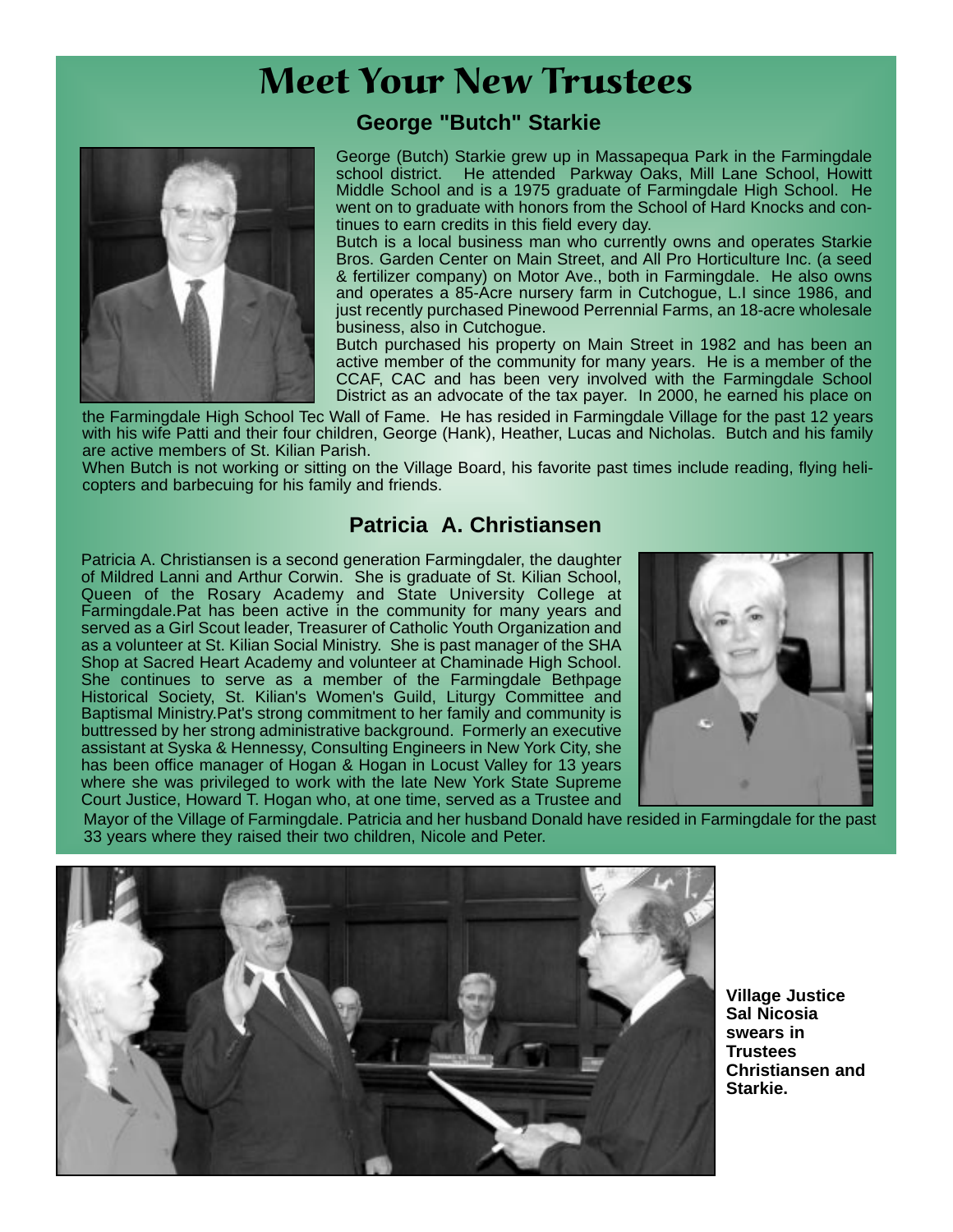# Meet Your New Trustees

## George "Butch" Starkie

George (Butch) Starkie grew up in Massapequa Park in the Farmingdale school district. He attended Parkway Oaks, Mill Lane School, Howitt Middle School and is a 1975 graduate of Farmingdale High School. He went on to graduate with honors from the School of Hard Knocks and continues to earn credits in this field every day.

Butch is a local business man who currently owns and operates Starkie Bros. Garden Center on Main Street, and All Pro Horticulture Inc. (a seed & fertilizer company) on Motor Ave., both in Farmingdale. He also owns and operates a 85-Acre nursery farm in Cutchogue, L.I since 1986, and just recently purchased Pinewood Perrennial Farms, an 18-acre wholesale business, also in Cutchogue.

Butch purchased his property on Main Street in 1982 and has been an active member of the community for many years. He is a member of the CCAF, CAC and has been very involved with the Farmingdale School District as an advocate of the tax payer. In 2000, he earned his place on the Farmingdale High School Tec Wall of Fame. He has resided in Farmingdale Village for the past 12 years with his wife Patti and their four children, George (Hank), Heather, Lucas and Nicholas. Butch and his family are active members of St. Kilian Parish.

When Butch is not working or sitting on the Village Board, his favorite past times include reading, flying helicopters and barbecuing for his family and friends.

## Patricia A. Christiansen

Patricia A. Christiansen is a second generation Farmingdaler, the daughter of Mildred Lanni and Arthur Corwin. She is graduate of St. Kilian School, Queen of the Rosary Academy and State University College at Farmingdale.Pat has been active in the community for many years and served as a Girl Scout leader, Treasurer of Catholic Youth Organization and as a volunteer at St. Kilian Social Ministry. She is past manager of the SHA Shop at Sacred Heart Academy and volunteer at Chaminade High School. She continues to serve as a member of the Farmingdale Bethpage Historical Society, St. Kilian's Women's Guild, Liturgy Committee and Baptismal Ministry.Pat's strong commitment to her family and community is buttressed by her strong administrative background. Formerly an executive assistant at Syska & Hennessy, Consulting Engineers in New York City, she has been office manager of Hogan & Hogan in Locust Valley for 13 years where she was privileged to work with the late New York State Supreme Court Justice, Howard T. Hogan who, at one time, served as a Trustee and Mayor of the Village of Farmingdale. Patricia and her husband Donald have resided in Farmingdale for the past 33 years where they raised their two children, Nicole and Peter.

**Village Justice Sal Nicosia swears in Trustees Christiansen and Starkie.**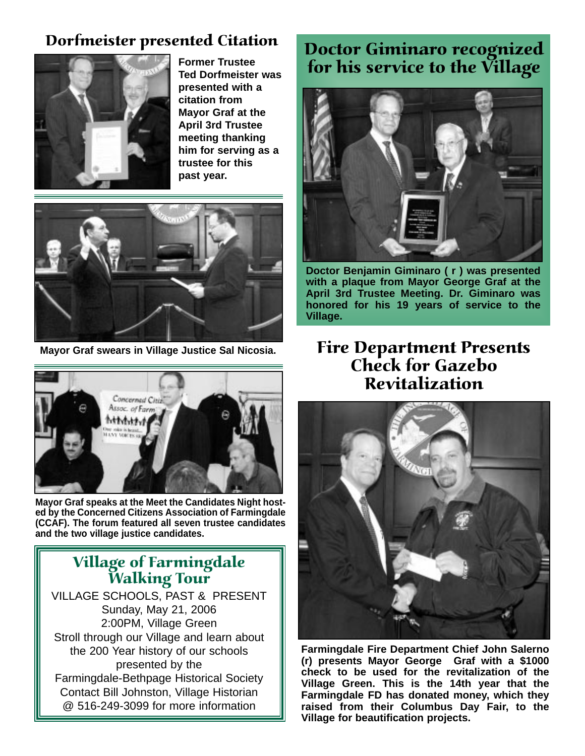## Dorfmeister presented Citation

**Former Trustee Ted Dorfmeister was presented with a citation from Mayor Graf at the April 3rd Trustee meeting thanking him for serving as a trustee for this past year.**

**Mayor Graf swears in Village Justice Sal Nicosia.**

**Mayor Graf speaks at the Meet the Candidates Night hosted by the Concerned Citizens Association of Farmingdale (CCAF). The forum featured all seven trustee candidates and the two village justice candidates.**

## Village of Farmingdale Walking Tour

VILLAGE SCHOOLS, PAST & PRESENT
Sunday, May 21, 2006
2:00PM, Village Green
Stroll through our Village and learn about the 200 Year history of our schools presented by the Farmingdale-Bethpage Historical Society
Contact Bill Johnston, Village Historian @ 516-249-3099 for more information

## Doctor Giminaro recognized for his service to the Village

**Doctor Benjamin Giminaro ( r ) was presented with a plaque from Mayor George Graf at the April 3rd Trustee Meeting. Dr. Giminaro was honored for his 19 years of service to the Village.**

## Fire Department Presents Check for Gazebo Revitalization

**Farmingdale Fire Department Chief John Salerno (r) presents Mayor George Graf with a $1000 check to be used for the revitalization of the Village Green. This is the 14th year that the Farmingdale FD has donated money, which they raised from their Columbus Day Fair, to the Village for beautification projects.**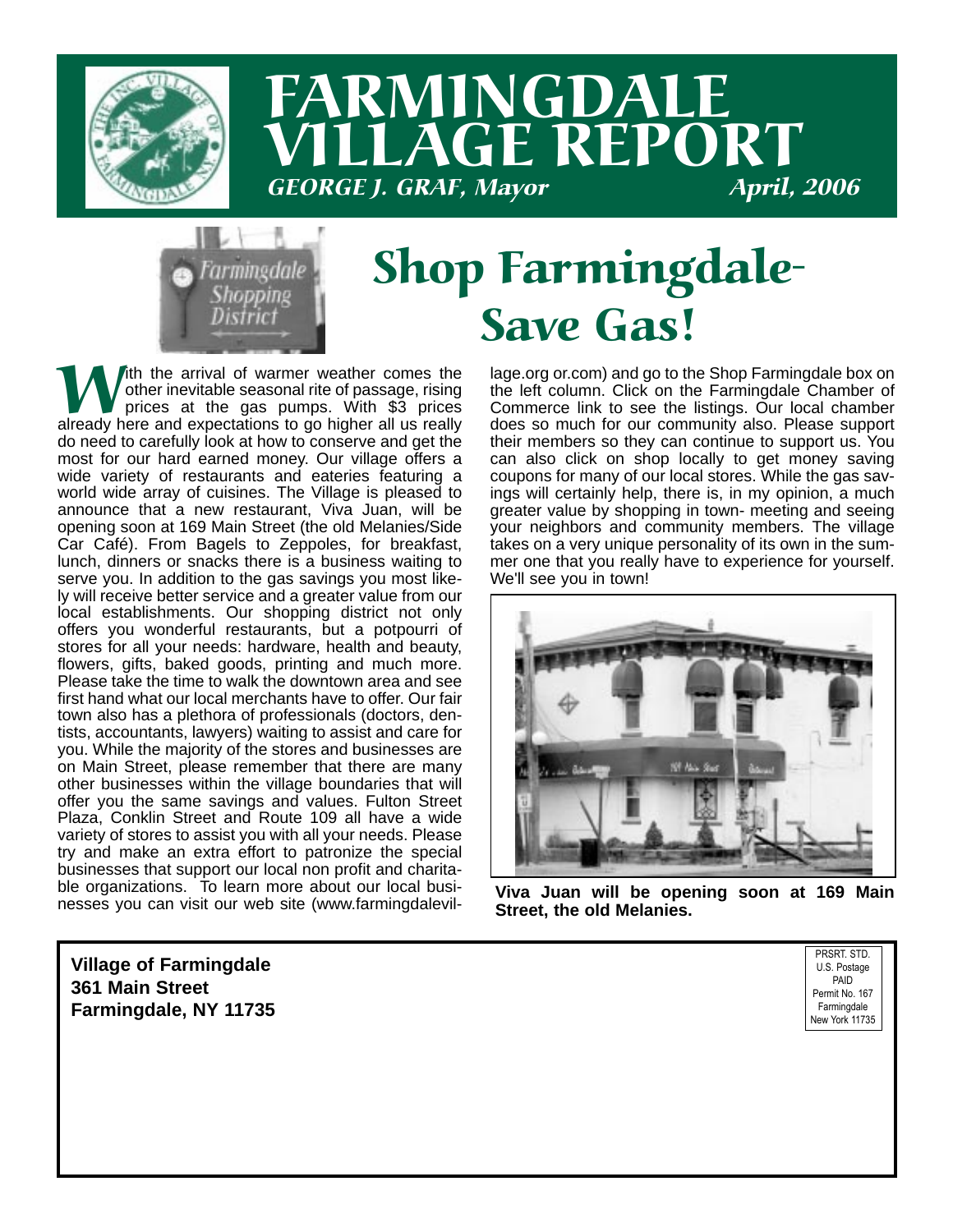# FARMINGDALE VILLAGE REPORT

*GEORGE J. GRAF, Mayor* *April, 2006*

# Shop Farmingdale-Save Gas!

With the arrival of warmer weather comes the other inevitable seasonal rite of passage, rising prices at the gas pumps. With $3 prices already here and expectations to go higher all us really do need to carefully look at how to conserve and get the most for our hard earned money. Our village offers a wide variety of restaurants and eateries featuring a world wide array of cuisines. The Village is pleased to announce that a new restaurant, Viva Juan, will be opening soon at 169 Main Street (the old Melanies/Side Car Café). From Bagels to Zeppoles, for breakfast, lunch, dinners or snacks there is a business waiting to serve you. In addition to the gas savings you most likely will receive better service and a greater value from our local establishments. Our shopping district not only offers you wonderful restaurants, but a potpourri of stores for all your needs: hardware, health and beauty, flowers, gifts, baked goods, printing and much more. Please take the time to walk the downtown area and see first hand what our local merchants have to offer. Our fair town also has a plethora of professionals (doctors, dentists, accountants, lawyers) waiting to assist and care for you. While the majority of the stores and businesses are on Main Street, please remember that there are many other businesses within the village boundaries that will offer you the same savings and values. Fulton Street Plaza, Conklin Street and Route 109 all have a wide variety of stores to assist you with all your needs. Please try and make an extra effort to patronize the special businesses that support our local non profit and charitable organizations. To learn more about our local businesses you can visit our web site (www.farmingdalevillage.org or.com) and go to the Shop Farmingdale box on the left column. Click on the Farmingdale Chamber of Commerce link to see the listings. Our local chamber does so much for our community also. Please support their members so they can continue to support us. You can also click on shop locally to get money saving coupons for many of our local stores. While the gas savings will certainly help, there is, in my opinion, a much greater value by shopping in town- meeting and seeing your neighbors and community members. The village takes on a very unique personality of its own in the summer one that you really have to experience for yourself. We'll see you in town!

**Viva Juan will be opening soon at 169 Main Street, the old Melanies.**

**Village of Farmingdale**
**361 Main Street**
**Farmingdale, NY 11735**

PRSRT. STD.
U.S. Postage
PAID
Permit No. 167
Farmingdale
New York 11735